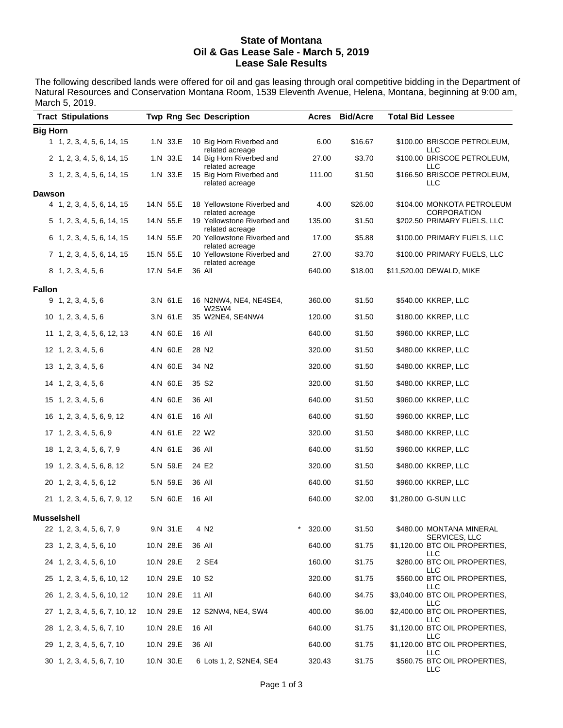# State of Montana
## Oil & Gas Lease Sale - March 5, 2019
## Lease Sale Results

The following described lands were offered for oil and gas leasing through oral competitive bidding in the Department of Natural Resources and Conservation Montana Room, 1539 Eleventh Avenue, Helena, Montana, beginning at 9:00 am, March 5, 2019.

| Tract | Stipulations | Twp | Rng | Sec | Description | | Acres | Bid/Acre | Total Bid | Lessee |
|---|---|---|---|---|---|---|---|---|---|---|
| **Big Horn** | | | | | | | | | | |
| 1 | 1, 2, 3, 4, 5, 6, 14, 15 | 1.N | 33.E | 10 | Big Horn Riverbed and related acreage | | 6.00 | $16.67 | $100.00 | BRISCOE PETROLEUM, LLC |
| 2 | 1, 2, 3, 4, 5, 6, 14, 15 | 1.N | 33.E | 14 | Big Horn Riverbed and related acreage | | 27.00 | $3.70 | $100.00 | BRISCOE PETROLEUM, LLC |
| 3 | 1, 2, 3, 4, 5, 6, 14, 15 | 1.N | 33.E | 15 | Big Horn Riverbed and related acreage | | 111.00 | $1.50 | $166.50 | BRISCOE PETROLEUM, LLC |
| **Dawson** | | | | | | | | | | |
| 4 | 1, 2, 3, 4, 5, 6, 14, 15 | 14.N | 55.E | 18 | Yellowstone Riverbed and related acreage | | 4.00 | $26.00 | $104.00 | MONKOTA PETROLEUM CORPORATION |
| 5 | 1, 2, 3, 4, 5, 6, 14, 15 | 14.N | 55.E | 19 | Yellowstone Riverbed and related acreage | | 135.00 | $1.50 | $202.50 | PRIMARY FUELS, LLC |
| 6 | 1, 2, 3, 4, 5, 6, 14, 15 | 14.N | 55.E | 20 | Yellowstone Riverbed and related acreage | | 17.00 | $5.88 | $100.00 | PRIMARY FUELS, LLC |
| 7 | 1, 2, 3, 4, 5, 6, 14, 15 | 15.N | 55.E | 10 | Yellowstone Riverbed and related acreage | | 27.00 | $3.70 | $100.00 | PRIMARY FUELS, LLC |
| 8 | 1, 2, 3, 4, 5, 6 | 17.N | 54.E | 36 | All | | 640.00 | $18.00 | $11,520.00 | DEWALD, MIKE |
| **Fallon** | | | | | | | | | | |
| 9 | 1, 2, 3, 4, 5, 6 | 3.N | 61.E | 16 | N2NW4, NE4, NE4SE4, W2SW4 | | 360.00 | $1.50 | $540.00 | KKREP, LLC |
| 10 | 1, 2, 3, 4, 5, 6 | 3.N | 61.E | 35 | W2NE4, SE4NW4 | | 120.00 | $1.50 | $180.00 | KKREP, LLC |
| 11 | 1, 2, 3, 4, 5, 6, 12, 13 | 4.N | 60.E | 16 | All | | 640.00 | $1.50 | $960.00 | KKREP, LLC |
| 12 | 1, 2, 3, 4, 5, 6 | 4.N | 60.E | 28 | N2 | | 320.00 | $1.50 | $480.00 | KKREP, LLC |
| 13 | 1, 2, 3, 4, 5, 6 | 4.N | 60.E | 34 | N2 | | 320.00 | $1.50 | $480.00 | KKREP, LLC |
| 14 | 1, 2, 3, 4, 5, 6 | 4.N | 60.E | 35 | S2 | | 320.00 | $1.50 | $480.00 | KKREP, LLC |
| 15 | 1, 2, 3, 4, 5, 6 | 4.N | 60.E | 36 | All | | 640.00 | $1.50 | $960.00 | KKREP, LLC |
| 16 | 1, 2, 3, 4, 5, 6, 9, 12 | 4.N | 61.E | 16 | All | | 640.00 | $1.50 | $960.00 | KKREP, LLC |
| 17 | 1, 2, 3, 4, 5, 6, 9 | 4.N | 61.E | 22 | W2 | | 320.00 | $1.50 | $480.00 | KKREP, LLC |
| 18 | 1, 2, 3, 4, 5, 6, 7, 9 | 4.N | 61.E | 36 | All | | 640.00 | $1.50 | $960.00 | KKREP, LLC |
| 19 | 1, 2, 3, 4, 5, 6, 8, 12 | 5.N | 59.E | 24 | E2 | | 320.00 | $1.50 | $480.00 | KKREP, LLC |
| 20 | 1, 2, 3, 4, 5, 6, 12 | 5.N | 59.E | 36 | All | | 640.00 | $1.50 | $960.00 | KKREP, LLC |
| 21 | 1, 2, 3, 4, 5, 6, 7, 9, 12 | 5.N | 60.E | 16 | All | | 640.00 | $2.00 | $1,280.00 | G-SUN LLC |
| **Musselshell** | | | | | | | | | | |
| 22 | 1, 2, 3, 4, 5, 6, 7, 9 | 9.N | 31.E | 4 | N2 | * | 320.00 | $1.50 | $480.00 | MONTANA MINERAL SERVICES, LLC |
| 23 | 1, 2, 3, 4, 5, 6, 10 | 10.N | 28.E | 36 | All | | 640.00 | $1.75 | $1,120.00 | BTC OIL PROPERTIES, LLC |
| 24 | 1, 2, 3, 4, 5, 6, 10 | 10.N | 29.E | 2 | SE4 | | 160.00 | $1.75 | $280.00 | BTC OIL PROPERTIES, LLC |
| 25 | 1, 2, 3, 4, 5, 6, 10, 12 | 10.N | 29.E | 10 | S2 | | 320.00 | $1.75 | $560.00 | BTC OIL PROPERTIES, LLC |
| 26 | 1, 2, 3, 4, 5, 6, 10, 12 | 10.N | 29.E | 11 | All | | 640.00 | $4.75 | $3,040.00 | BTC OIL PROPERTIES, LLC |
| 27 | 1, 2, 3, 4, 5, 6, 7, 10, 12 | 10.N | 29.E | 12 | S2NW4, NE4, SW4 | | 400.00 | $6.00 | $2,400.00 | BTC OIL PROPERTIES, LLC |
| 28 | 1, 2, 3, 4, 5, 6, 7, 10 | 10.N | 29.E | 16 | All | | 640.00 | $1.75 | $1,120.00 | BTC OIL PROPERTIES, LLC |
| 29 | 1, 2, 3, 4, 5, 6, 7, 10 | 10.N | 29.E | 36 | All | | 640.00 | $1.75 | $1,120.00 | BTC OIL PROPERTIES, LLC |
| 30 | 1, 2, 3, 4, 5, 6, 7, 10 | 10.N | 30.E | 6 | Lots 1, 2, S2NE4, SE4 | | 320.43 | $1.75 | $560.75 | BTC OIL PROPERTIES, LLC |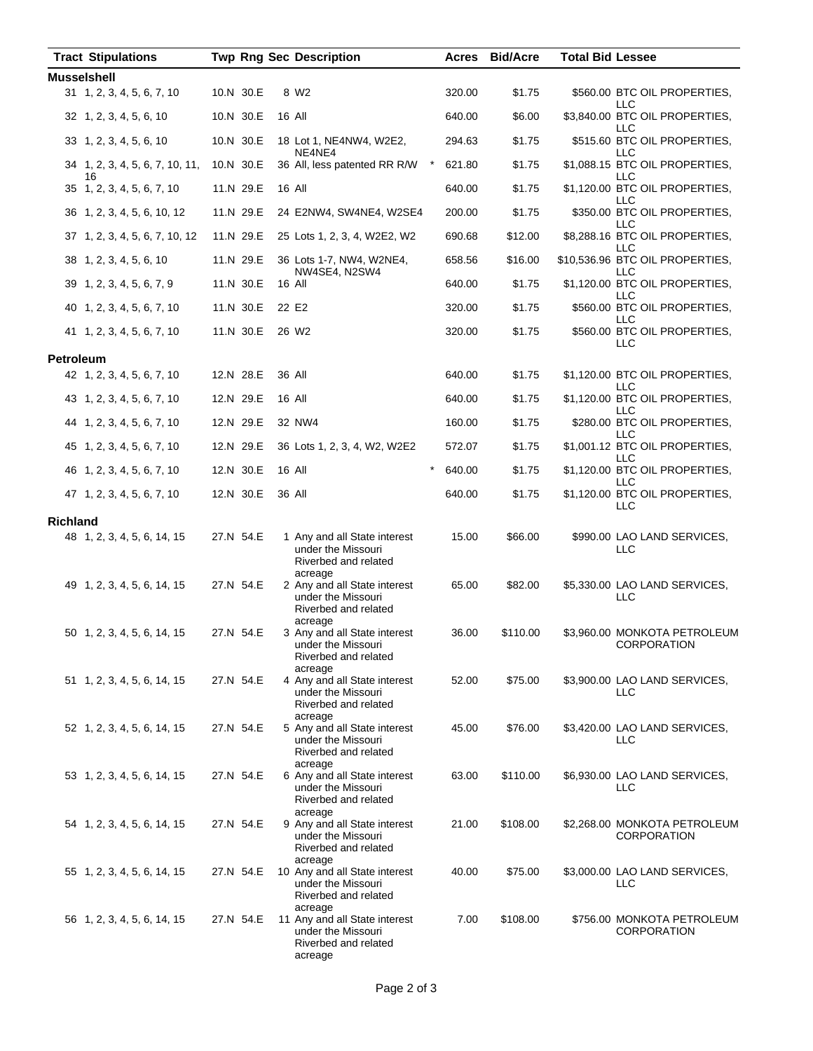| Tract | Stipulations | Twp | Rng | Sec | Description | | Acres | Bid/Acre | Total Bid | Lessee |
|---|---|---|---|---|---|---|---|---|---|---|
| **Musselshell** | | | | | | | | | | |
| 31 | 1, 2, 3, 4, 5, 6, 7, 10 | 10.N | 30.E | 8 | W2 | | 320.00 | $1.75 | $560.00 | BTC OIL PROPERTIES, LLC |
| 32 | 1, 2, 3, 4, 5, 6, 10 | 10.N | 30.E | 16 | All | | 640.00 | $6.00 | $3,840.00 | BTC OIL PROPERTIES, LLC |
| 33 | 1, 2, 3, 4, 5, 6, 10 | 10.N | 30.E | 18 | Lot 1, NE4NW4, W2E2, NE4NE4 | | 294.63 | $1.75 | $515.60 | BTC OIL PROPERTIES, LLC |
| 34 | 1, 2, 3, 4, 5, 6, 7, 10, 11, 16 | 10.N | 30.E | 36 | All, less patented RR R/W | * | 621.80 | $1.75 | $1,088.15 | BTC OIL PROPERTIES, LLC |
| 35 | 1, 2, 3, 4, 5, 6, 7, 10 | 11.N | 29.E | 16 | All | | 640.00 | $1.75 | $1,120.00 | BTC OIL PROPERTIES, LLC |
| 36 | 1, 2, 3, 4, 5, 6, 10, 12 | 11.N | 29.E | 24 | E2NW4, SW4NE4, W2SE4 | | 200.00 | $1.75 | $350.00 | BTC OIL PROPERTIES, LLC |
| 37 | 1, 2, 3, 4, 5, 6, 7, 10, 12 | 11.N | 29.E | 25 | Lots 1, 2, 3, 4, W2E2, W2 | | 690.68 | $12.00 | $8,288.16 | BTC OIL PROPERTIES, LLC |
| 38 | 1, 2, 3, 4, 5, 6, 10 | 11.N | 29.E | 36 | Lots 1-7, NW4, W2NE4, NW4SE4, N2SW4 | | 658.56 | $16.00 | $10,536.96 | BTC OIL PROPERTIES, LLC |
| 39 | 1, 2, 3, 4, 5, 6, 7, 9 | 11.N | 30.E | 16 | All | | 640.00 | $1.75 | $1,120.00 | BTC OIL PROPERTIES, LLC |
| 40 | 1, 2, 3, 4, 5, 6, 7, 10 | 11.N | 30.E | 22 | E2 | | 320.00 | $1.75 | $560.00 | BTC OIL PROPERTIES, LLC |
| 41 | 1, 2, 3, 4, 5, 6, 7, 10 | 11.N | 30.E | 26 | W2 | | 320.00 | $1.75 | $560.00 | BTC OIL PROPERTIES, LLC |
| **Petroleum** | | | | | | | | | | |
| 42 | 1, 2, 3, 4, 5, 6, 7, 10 | 12.N | 28.E | 36 | All | | 640.00 | $1.75 | $1,120.00 | BTC OIL PROPERTIES, LLC |
| 43 | 1, 2, 3, 4, 5, 6, 7, 10 | 12.N | 29.E | 16 | All | | 640.00 | $1.75 | $1,120.00 | BTC OIL PROPERTIES, LLC |
| 44 | 1, 2, 3, 4, 5, 6, 7, 10 | 12.N | 29.E | 32 | NW4 | | 160.00 | $1.75 | $280.00 | BTC OIL PROPERTIES, LLC |
| 45 | 1, 2, 3, 4, 5, 6, 7, 10 | 12.N | 29.E | 36 | Lots 1, 2, 3, 4, W2, W2E2 | | 572.07 | $1.75 | $1,001.12 | BTC OIL PROPERTIES, LLC |
| 46 | 1, 2, 3, 4, 5, 6, 7, 10 | 12.N | 30.E | 16 | All | * | 640.00 | $1.75 | $1,120.00 | BTC OIL PROPERTIES, LLC |
| 47 | 1, 2, 3, 4, 5, 6, 7, 10 | 12.N | 30.E | 36 | All | | 640.00 | $1.75 | $1,120.00 | BTC OIL PROPERTIES, LLC |
| **Richland** | | | | | | | | | | |
| 48 | 1, 2, 3, 4, 5, 6, 14, 15 | 27.N | 54.E | 1 | Any and all State interest under the Missouri Riverbed and related acreage | | 15.00 | $66.00 | $990.00 | LAO LAND SERVICES, LLC |
| 49 | 1, 2, 3, 4, 5, 6, 14, 15 | 27.N | 54.E | 2 | Any and all State interest under the Missouri Riverbed and related acreage | | 65.00 | $82.00 | $5,330.00 | LAO LAND SERVICES, LLC |
| 50 | 1, 2, 3, 4, 5, 6, 14, 15 | 27.N | 54.E | 3 | Any and all State interest under the Missouri Riverbed and related acreage | | 36.00 | $110.00 | $3,960.00 | MONKOTA PETROLEUM CORPORATION |
| 51 | 1, 2, 3, 4, 5, 6, 14, 15 | 27.N | 54.E | 4 | Any and all State interest under the Missouri Riverbed and related acreage | | 52.00 | $75.00 | $3,900.00 | LAO LAND SERVICES, LLC |
| 52 | 1, 2, 3, 4, 5, 6, 14, 15 | 27.N | 54.E | 5 | Any and all State interest under the Missouri Riverbed and related acreage | | 45.00 | $76.00 | $3,420.00 | LAO LAND SERVICES, LLC |
| 53 | 1, 2, 3, 4, 5, 6, 14, 15 | 27.N | 54.E | 6 | Any and all State interest under the Missouri Riverbed and related acreage | | 63.00 | $110.00 | $6,930.00 | LAO LAND SERVICES, LLC |
| 54 | 1, 2, 3, 4, 5, 6, 14, 15 | 27.N | 54.E | 9 | Any and all State interest under the Missouri Riverbed and related acreage | | 21.00 | $108.00 | $2,268.00 | MONKOTA PETROLEUM CORPORATION |
| 55 | 1, 2, 3, 4, 5, 6, 14, 15 | 27.N | 54.E | 10 | Any and all State interest under the Missouri Riverbed and related acreage | | 40.00 | $75.00 | $3,000.00 | LAO LAND SERVICES, LLC |
| 56 | 1, 2, 3, 4, 5, 6, 14, 15 | 27.N | 54.E | 11 | Any and all State interest under the Missouri Riverbed and related acreage | | 7.00 | $108.00 | $756.00 | MONKOTA PETROLEUM CORPORATION |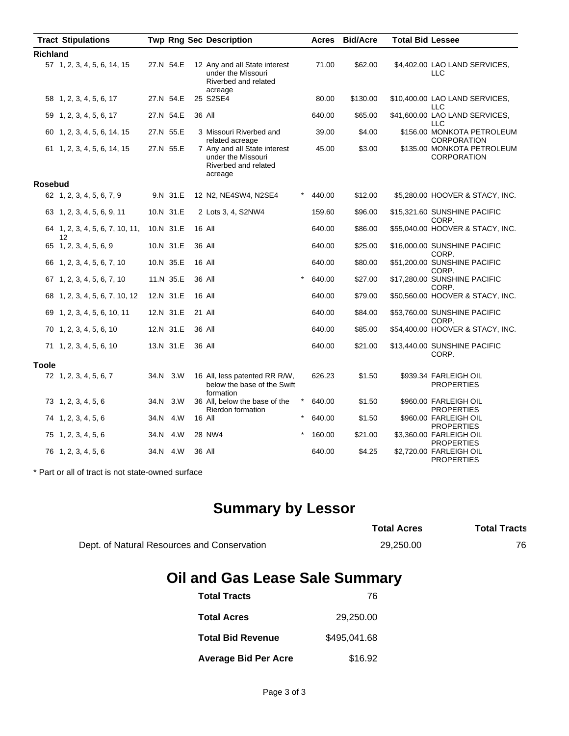| Tract | Stipulations | Twp | Rng | Sec | Description | | Acres | Bid/Acre | Total Bid | Lessee |
|---|---|---|---|---|---|---|---|---|---|---|
| **Richland** | | | | | | | | | | |
| 57 | 1, 2, 3, 4, 5, 6, 14, 15 | 27.N | 54.E | 12 | Any and all State interest under the Missouri Riverbed and related acreage | | 71.00 | $62.00 | $4,402.00 | LAO LAND SERVICES, LLC |
| 58 | 1, 2, 3, 4, 5, 6, 17 | 27.N | 54.E | 25 | S2SE4 | | 80.00 | $130.00 | $10,400.00 | LAO LAND SERVICES, LLC |
| 59 | 1, 2, 3, 4, 5, 6, 17 | 27.N | 54.E | 36 | All | | 640.00 | $65.00 | $41,600.00 | LAO LAND SERVICES, LLC |
| 60 | 1, 2, 3, 4, 5, 6, 14, 15 | 27.N | 55.E | 3 | Missouri Riverbed and related acreage | | 39.00 | $4.00 | $156.00 | MONKOTA PETROLEUM CORPORATION |
| 61 | 1, 2, 3, 4, 5, 6, 14, 15 | 27.N | 55.E | 7 | Any and all State interest under the Missouri Riverbed and related acreage | | 45.00 | $3.00 | $135.00 | MONKOTA PETROLEUM CORPORATION |
| **Rosebud** | | | | | | | | | | |
| 62 | 1, 2, 3, 4, 5, 6, 7, 9 | 9.N | 31.E | 12 | N2, NE4SW4, N2SE4 | * | 440.00 | $12.00 | $5,280.00 | HOOVER & STACY, INC. |
| 63 | 1, 2, 3, 4, 5, 6, 9, 11 | 10.N | 31.E | 2 | Lots 3, 4, S2NW4 | | 159.60 | $96.00 | $15,321.60 | SUNSHINE PACIFIC CORP. |
| 64 | 1, 2, 3, 4, 5, 6, 7, 10, 11, 12 | 10.N | 31.E | 16 | All | | 640.00 | $86.00 | $55,040.00 | HOOVER & STACY, INC. |
| 65 | 1, 2, 3, 4, 5, 6, 9 | 10.N | 31.E | 36 | All | | 640.00 | $25.00 | $16,000.00 | SUNSHINE PACIFIC CORP. |
| 66 | 1, 2, 3, 4, 5, 6, 7, 10 | 10.N | 35.E | 16 | All | | 640.00 | $80.00 | $51,200.00 | SUNSHINE PACIFIC CORP. |
| 67 | 1, 2, 3, 4, 5, 6, 7, 10 | 11.N | 35.E | 36 | All | * | 640.00 | $27.00 | $17,280.00 | SUNSHINE PACIFIC CORP. |
| 68 | 1, 2, 3, 4, 5, 6, 7, 10, 12 | 12.N | 31.E | 16 | All | | 640.00 | $79.00 | $50,560.00 | HOOVER & STACY, INC. |
| 69 | 1, 2, 3, 4, 5, 6, 10, 11 | 12.N | 31.E | 21 | All | | 640.00 | $84.00 | $53,760.00 | SUNSHINE PACIFIC CORP. |
| 70 | 1, 2, 3, 4, 5, 6, 10 | 12.N | 31.E | 36 | All | | 640.00 | $85.00 | $54,400.00 | HOOVER & STACY, INC. |
| 71 | 1, 2, 3, 4, 5, 6, 10 | 13.N | 31.E | 36 | All | | 640.00 | $21.00 | $13,440.00 | SUNSHINE PACIFIC CORP. |
| **Toole** | | | | | | | | | | |
| 72 | 1, 2, 3, 4, 5, 6, 7 | 34.N | 3.W | 16 | All, less patented RR R/W, below the base of the Swift formation | | 626.23 | $1.50 | $939.34 | FARLEIGH OIL PROPERTIES |
| 73 | 1, 2, 3, 4, 5, 6 | 34.N | 3.W | 36 | All, below the base of the Rierdon formation | * | 640.00 | $1.50 | $960.00 | FARLEIGH OIL PROPERTIES |
| 74 | 1, 2, 3, 4, 5, 6 | 34.N | 4.W | 16 | All | * | 640.00 | $1.50 | $960.00 | FARLEIGH OIL PROPERTIES |
| 75 | 1, 2, 3, 4, 5, 6 | 34.N | 4.W | 28 | NW4 | * | 160.00 | $21.00 | $3,360.00 | FARLEIGH OIL PROPERTIES |
| 76 | 1, 2, 3, 4, 5, 6 | 34.N | 4.W | 36 | All | | 640.00 | $4.25 | $2,720.00 | FARLEIGH OIL PROPERTIES |

* Part or all of tract is not state-owned surface

# Summary by Lessor

| | Total Acres | Total Tracts |
|---|---|---|
| Dept. of Natural Resources and Conservation | 29,250.00 | 76 |

# Oil and Gas Lease Sale Summary

| | |
|---|---|
| **Total Tracts** | 76 |
| **Total Acres** | 29,250.00 |
| **Total Bid Revenue** | $495,041.68 |
| **Average Bid Per Acre** | $16.92 |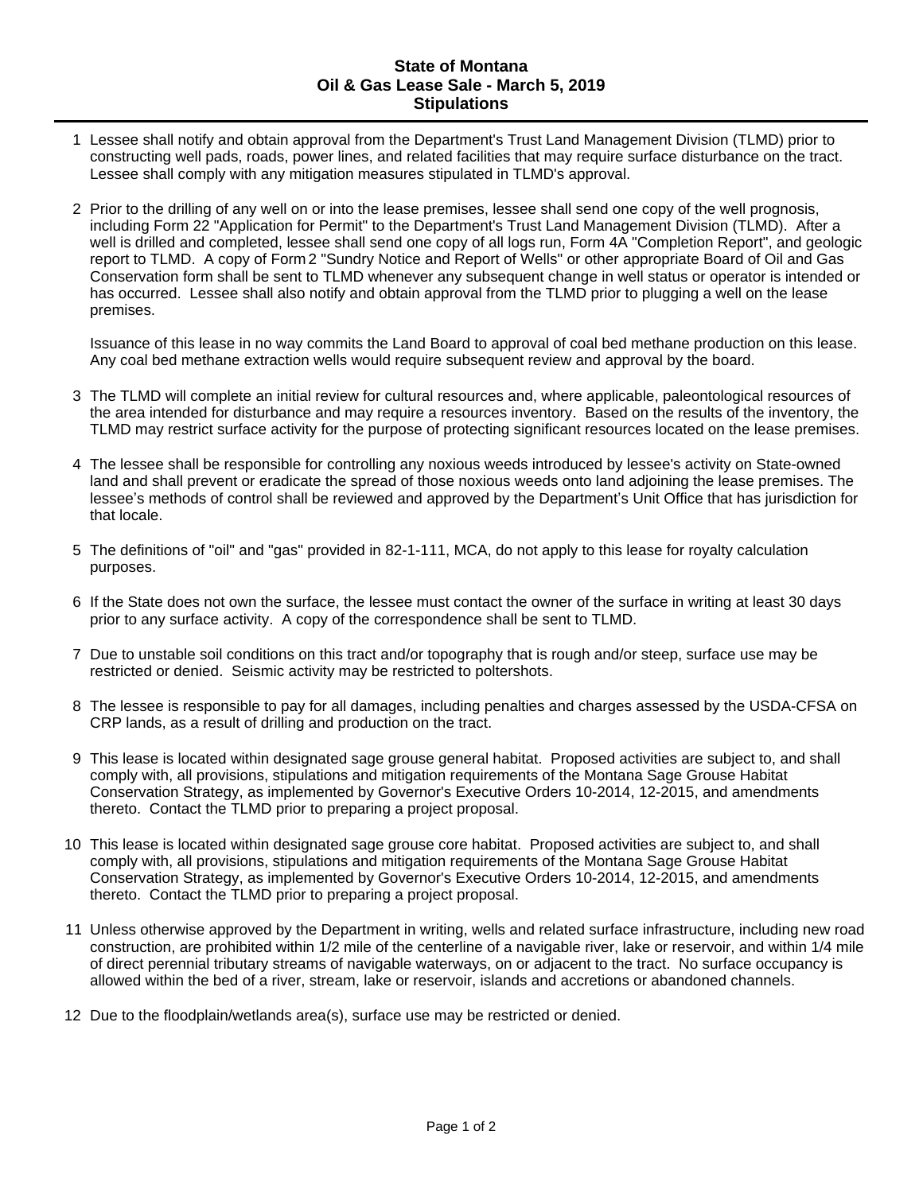# State of Montana
## Oil & Gas Lease Sale - March 5, 2019
## Stipulations

1. Lessee shall notify and obtain approval from the Department's Trust Land Management Division (TLMD) prior to constructing well pads, roads, power lines, and related facilities that may require surface disturbance on the tract. Lessee shall comply with any mitigation measures stipulated in TLMD's approval.

2. Prior to the drilling of any well on or into the lease premises, lessee shall send one copy of the well prognosis, including Form 22 "Application for Permit" to the Department's Trust Land Management Division (TLMD). After a well is drilled and completed, lessee shall send one copy of all logs run, Form 4A "Completion Report", and geologic report to TLMD. A copy of Form 2 "Sundry Notice and Report of Wells" or other appropriate Board of Oil and Gas Conservation form shall be sent to TLMD whenever any subsequent change in well status or operator is intended or has occurred. Lessee shall also notify and obtain approval from the TLMD prior to plugging a well on the lease premises.

   Issuance of this lease in no way commits the Land Board to approval of coal bed methane production on this lease. Any coal bed methane extraction wells would require subsequent review and approval by the board.

3. The TLMD will complete an initial review for cultural resources and, where applicable, paleontological resources of the area intended for disturbance and may require a resources inventory. Based on the results of the inventory, the TLMD may restrict surface activity for the purpose of protecting significant resources located on the lease premises.

4. The lessee shall be responsible for controlling any noxious weeds introduced by lessee's activity on State-owned land and shall prevent or eradicate the spread of those noxious weeds onto land adjoining the lease premises. The lessee's methods of control shall be reviewed and approved by the Department's Unit Office that has jurisdiction for that locale.

5. The definitions of "oil" and "gas" provided in 82-1-111, MCA, do not apply to this lease for royalty calculation purposes.

6. If the State does not own the surface, the lessee must contact the owner of the surface in writing at least 30 days prior to any surface activity. A copy of the correspondence shall be sent to TLMD.

7. Due to unstable soil conditions on this tract and/or topography that is rough and/or steep, surface use may be restricted or denied. Seismic activity may be restricted to poltershots.

8. The lessee is responsible to pay for all damages, including penalties and charges assessed by the USDA-CFSA on CRP lands, as a result of drilling and production on the tract.

9. This lease is located within designated sage grouse general habitat. Proposed activities are subject to, and shall comply with, all provisions, stipulations and mitigation requirements of the Montana Sage Grouse Habitat Conservation Strategy, as implemented by Governor's Executive Orders 10-2014, 12-2015, and amendments thereto. Contact the TLMD prior to preparing a project proposal.

10. This lease is located within designated sage grouse core habitat. Proposed activities are subject to, and shall comply with, all provisions, stipulations and mitigation requirements of the Montana Sage Grouse Habitat Conservation Strategy, as implemented by Governor's Executive Orders 10-2014, 12-2015, and amendments thereto. Contact the TLMD prior to preparing a project proposal.

11. Unless otherwise approved by the Department in writing, wells and related surface infrastructure, including new road construction, are prohibited within 1/2 mile of the centerline of a navigable river, lake or reservoir, and within 1/4 mile of direct perennial tributary streams of navigable waterways, on or adjacent to the tract. No surface occupancy is allowed within the bed of a river, stream, lake or reservoir, islands and accretions or abandoned channels.

12. Due to the floodplain/wetlands area(s), surface use may be restricted or denied.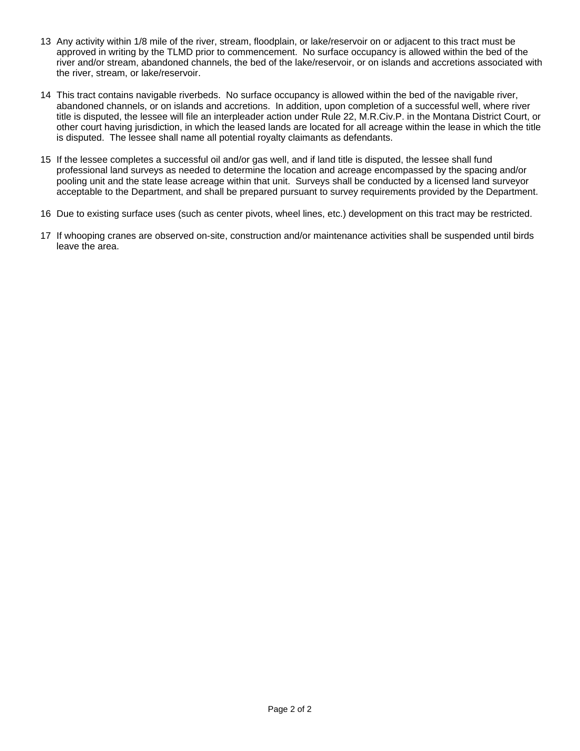13 Any activity within 1/8 mile of the river, stream, floodplain, or lake/reservoir on or adjacent to this tract must be approved in writing by the TLMD prior to commencement. No surface occupancy is allowed within the bed of the river and/or stream, abandoned channels, the bed of the lake/reservoir, or on islands and accretions associated with the river, stream, or lake/reservoir.

14 This tract contains navigable riverbeds. No surface occupancy is allowed within the bed of the navigable river, abandoned channels, or on islands and accretions. In addition, upon completion of a successful well, where river title is disputed, the lessee will file an interpleader action under Rule 22, M.R.Civ.P. in the Montana District Court, or other court having jurisdiction, in which the leased lands are located for all acreage within the lease in which the title is disputed. The lessee shall name all potential royalty claimants as defendants.

15 If the lessee completes a successful oil and/or gas well, and if land title is disputed, the lessee shall fund professional land surveys as needed to determine the location and acreage encompassed by the spacing and/or pooling unit and the state lease acreage within that unit. Surveys shall be conducted by a licensed land surveyor acceptable to the Department, and shall be prepared pursuant to survey requirements provided by the Department.

16 Due to existing surface uses (such as center pivots, wheel lines, etc.) development on this tract may be restricted.

17 If whooping cranes are observed on-site, construction and/or maintenance activities shall be suspended until birds leave the area.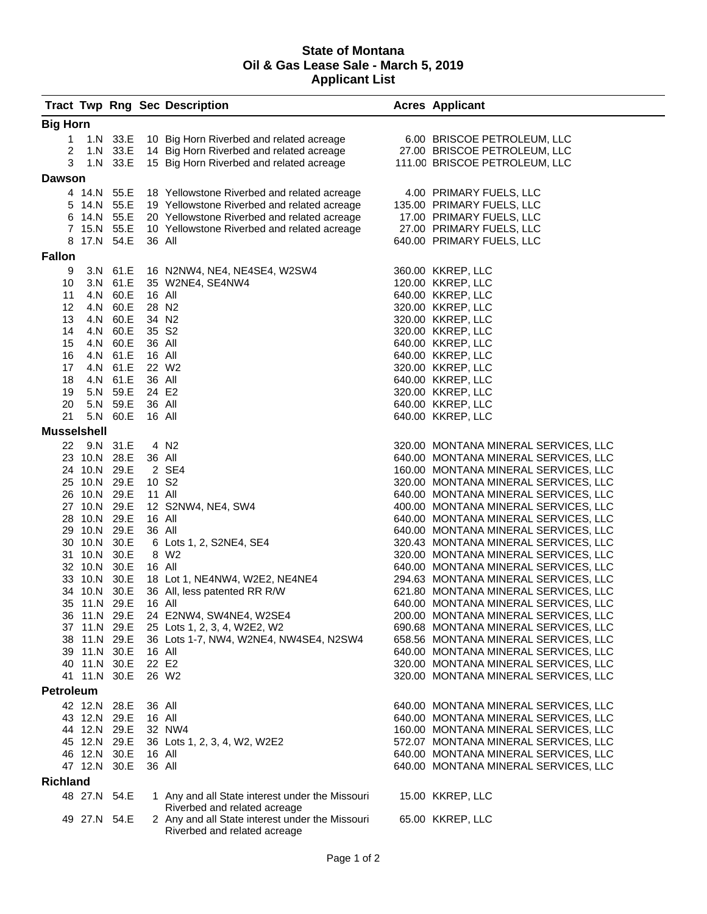# State of Montana
# Oil & Gas Lease Sale - March 5, 2019
# Applicant List

| Tract | Twp | Rng | Sec | Description | Acres | Applicant |
|---|---|---|---|---|---|---|
| **Big Horn** | | | | | | |
| 1 | 1.N | 33.E | 10 | Big Horn Riverbed and related acreage | 6.00 | BRISCOE PETROLEUM, LLC |
| 2 | 1.N | 33.E | 14 | Big Horn Riverbed and related acreage | 27.00 | BRISCOE PETROLEUM, LLC |
| 3 | 1.N | 33.E | 15 | Big Horn Riverbed and related acreage | 111.00 | BRISCOE PETROLEUM, LLC |
| **Dawson** | | | | | | |
| 4 | 14.N | 55.E | 18 | Yellowstone Riverbed and related acreage | 4.00 | PRIMARY FUELS, LLC |
| 5 | 14.N | 55.E | 19 | Yellowstone Riverbed and related acreage | 135.00 | PRIMARY FUELS, LLC |
| 6 | 14.N | 55.E | 20 | Yellowstone Riverbed and related acreage | 17.00 | PRIMARY FUELS, LLC |
| 7 | 15.N | 55.E | 10 | Yellowstone Riverbed and related acreage | 27.00 | PRIMARY FUELS, LLC |
| 8 | 17.N | 54.E | 36 | All | 640.00 | PRIMARY FUELS, LLC |
| **Fallon** | | | | | | |
| 9 | 3.N | 61.E | 16 | N2NW4, NE4, NE4SE4, W2SW4 | 360.00 | KKREP, LLC |
| 10 | 3.N | 61.E | 35 | W2NE4, SE4NW4 | 120.00 | KKREP, LLC |
| 11 | 4.N | 60.E | 16 | All | 640.00 | KKREP, LLC |
| 12 | 4.N | 60.E | 28 | N2 | 320.00 | KKREP, LLC |
| 13 | 4.N | 60.E | 34 | N2 | 320.00 | KKREP, LLC |
| 14 | 4.N | 60.E | 35 | S2 | 320.00 | KKREP, LLC |
| 15 | 4.N | 60.E | 36 | All | 640.00 | KKREP, LLC |
| 16 | 4.N | 61.E | 16 | All | 640.00 | KKREP, LLC |
| 17 | 4.N | 61.E | 22 | W2 | 320.00 | KKREP, LLC |
| 18 | 4.N | 61.E | 36 | All | 640.00 | KKREP, LLC |
| 19 | 5.N | 59.E | 24 | E2 | 320.00 | KKREP, LLC |
| 20 | 5.N | 59.E | 36 | All | 640.00 | KKREP, LLC |
| 21 | 5.N | 60.E | 16 | All | 640.00 | KKREP, LLC |
| **Musselshell** | | | | | | |
| 22 | 9.N | 31.E | 4 | N2 | 320.00 | MONTANA MINERAL SERVICES, LLC |
| 23 | 10.N | 28.E | 36 | All | 640.00 | MONTANA MINERAL SERVICES, LLC |
| 24 | 10.N | 29.E | 2 | SE4 | 160.00 | MONTANA MINERAL SERVICES, LLC |
| 25 | 10.N | 29.E | 10 | S2 | 320.00 | MONTANA MINERAL SERVICES, LLC |
| 26 | 10.N | 29.E | 11 | All | 640.00 | MONTANA MINERAL SERVICES, LLC |
| 27 | 10.N | 29.E | 12 | S2NW4, NE4, SW4 | 400.00 | MONTANA MINERAL SERVICES, LLC |
| 28 | 10.N | 29.E | 16 | All | 640.00 | MONTANA MINERAL SERVICES, LLC |
| 29 | 10.N | 29.E | 36 | All | 640.00 | MONTANA MINERAL SERVICES, LLC |
| 30 | 10.N | 30.E | 6 | Lots 1, 2, S2NE4, SE4 | 320.43 | MONTANA MINERAL SERVICES, LLC |
| 31 | 10.N | 30.E | 8 | W2 | 320.00 | MONTANA MINERAL SERVICES, LLC |
| 32 | 10.N | 30.E | 16 | All | 640.00 | MONTANA MINERAL SERVICES, LLC |
| 33 | 10.N | 30.E | 18 | Lot 1, NE4NW4, W2E2, NE4NE4 | 294.63 | MONTANA MINERAL SERVICES, LLC |
| 34 | 10.N | 30.E | 36 | All, less patented RR R/W | 621.80 | MONTANA MINERAL SERVICES, LLC |
| 35 | 11.N | 29.E | 16 | All | 640.00 | MONTANA MINERAL SERVICES, LLC |
| 36 | 11.N | 29.E | 24 | E2NW4, SW4NE4, W2SE4 | 200.00 | MONTANA MINERAL SERVICES, LLC |
| 37 | 11.N | 29.E | 25 | Lots 1, 2, 3, 4, W2E2, W2 | 690.68 | MONTANA MINERAL SERVICES, LLC |
| 38 | 11.N | 29.E | 36 | Lots 1-7, NW4, W2NE4, NW4SE4, N2SW4 | 658.56 | MONTANA MINERAL SERVICES, LLC |
| 39 | 11.N | 30.E | 16 | All | 640.00 | MONTANA MINERAL SERVICES, LLC |
| 40 | 11.N | 30.E | 22 | E2 | 320.00 | MONTANA MINERAL SERVICES, LLC |
| 41 | 11.N | 30.E | 26 | W2 | 320.00 | MONTANA MINERAL SERVICES, LLC |
| **Petroleum** | | | | | | |
| 42 | 12.N | 28.E | 36 | All | 640.00 | MONTANA MINERAL SERVICES, LLC |
| 43 | 12.N | 29.E | 16 | All | 640.00 | MONTANA MINERAL SERVICES, LLC |
| 44 | 12.N | 29.E | 32 | NW4 | 160.00 | MONTANA MINERAL SERVICES, LLC |
| 45 | 12.N | 29.E | 36 | Lots 1, 2, 3, 4, W2, W2E2 | 572.07 | MONTANA MINERAL SERVICES, LLC |
| 46 | 12.N | 30.E | 16 | All | 640.00 | MONTANA MINERAL SERVICES, LLC |
| 47 | 12.N | 30.E | 36 | All | 640.00 | MONTANA MINERAL SERVICES, LLC |
| **Richland** | | | | | | |
| 48 | 27.N | 54.E | 1 | Any and all State interest under the Missouri Riverbed and related acreage | 15.00 | KKREP, LLC |
| 49 | 27.N | 54.E | 2 | Any and all State interest under the Missouri Riverbed and related acreage | 65.00 | KKREP, LLC |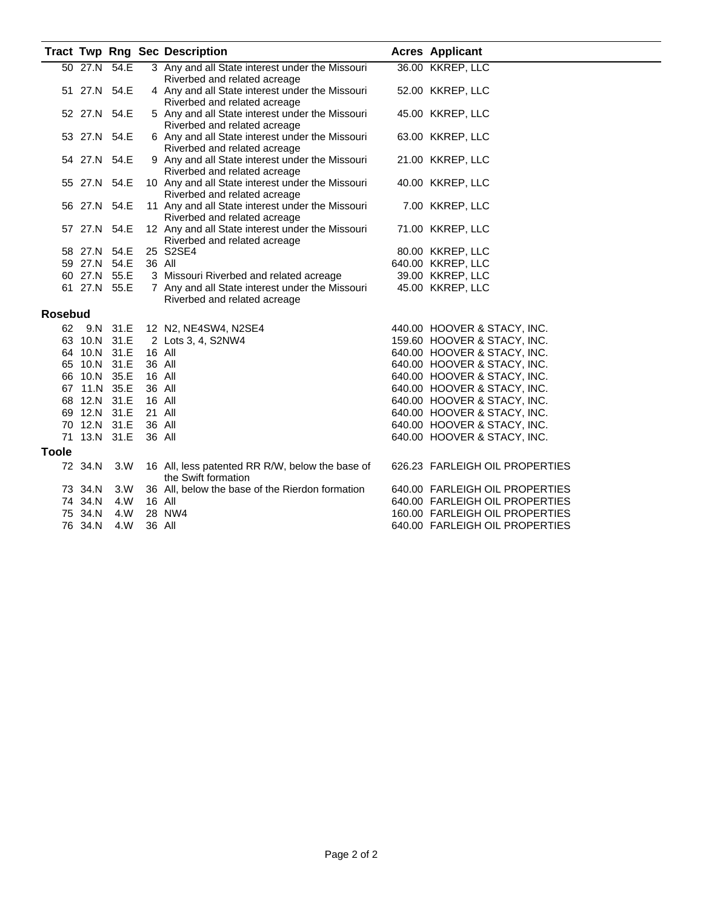| Tract | Twp | Rng | Sec | Description | Acres | Applicant |
|---|---|---|---|---|---|---|
| 50 | 27.N | 54.E | 3 | Any and all State interest under the Missouri Riverbed and related acreage | 36.00 | KKREP, LLC |
| 51 | 27.N | 54.E | 4 | Any and all State interest under the Missouri Riverbed and related acreage | 52.00 | KKREP, LLC |
| 52 | 27.N | 54.E | 5 | Any and all State interest under the Missouri Riverbed and related acreage | 45.00 | KKREP, LLC |
| 53 | 27.N | 54.E | 6 | Any and all State interest under the Missouri Riverbed and related acreage | 63.00 | KKREP, LLC |
| 54 | 27.N | 54.E | 9 | Any and all State interest under the Missouri Riverbed and related acreage | 21.00 | KKREP, LLC |
| 55 | 27.N | 54.E | 10 | Any and all State interest under the Missouri Riverbed and related acreage | 40.00 | KKREP, LLC |
| 56 | 27.N | 54.E | 11 | Any and all State interest under the Missouri Riverbed and related acreage | 7.00 | KKREP, LLC |
| 57 | 27.N | 54.E | 12 | Any and all State interest under the Missouri Riverbed and related acreage | 71.00 | KKREP, LLC |
| 58 | 27.N | 54.E | 25 | S2SE4 | 80.00 | KKREP, LLC |
| 59 | 27.N | 54.E | 36 | All | 640.00 | KKREP, LLC |
| 60 | 27.N | 55.E | 3 | Missouri Riverbed and related acreage | 39.00 | KKREP, LLC |
| 61 | 27.N | 55.E | 7 | Any and all State interest under the Missouri Riverbed and related acreage | 45.00 | KKREP, LLC |
| **Rosebud** | | | | | | |
| 62 | 9.N | 31.E | 12 | N2, NE4SW4, N2SE4 | 440.00 | HOOVER & STACY, INC. |
| 63 | 10.N | 31.E | 2 | Lots 3, 4, S2NW4 | 159.60 | HOOVER & STACY, INC. |
| 64 | 10.N | 31.E | 16 | All | 640.00 | HOOVER & STACY, INC. |
| 65 | 10.N | 31.E | 36 | All | 640.00 | HOOVER & STACY, INC. |
| 66 | 10.N | 35.E | 16 | All | 640.00 | HOOVER & STACY, INC. |
| 67 | 11.N | 35.E | 36 | All | 640.00 | HOOVER & STACY, INC. |
| 68 | 12.N | 31.E | 16 | All | 640.00 | HOOVER & STACY, INC. |
| 69 | 12.N | 31.E | 21 | All | 640.00 | HOOVER & STACY, INC. |
| 70 | 12.N | 31.E | 36 | All | 640.00 | HOOVER & STACY, INC. |
| 71 | 13.N | 31.E | 36 | All | 640.00 | HOOVER & STACY, INC. |
| **Toole** | | | | | | |
| 72 | 34.N | 3.W | 16 | All, less patented RR R/W, below the base of the Swift formation | 626.23 | FARLEIGH OIL PROPERTIES |
| 73 | 34.N | 3.W | 36 | All, below the base of the Rierdon formation | 640.00 | FARLEIGH OIL PROPERTIES |
| 74 | 34.N | 4.W | 16 | All | 640.00 | FARLEIGH OIL PROPERTIES |
| 75 | 34.N | 4.W | 28 | NW4 | 160.00 | FARLEIGH OIL PROPERTIES |
| 76 | 34.N | 4.W | 36 | All | 640.00 | FARLEIGH OIL PROPERTIES |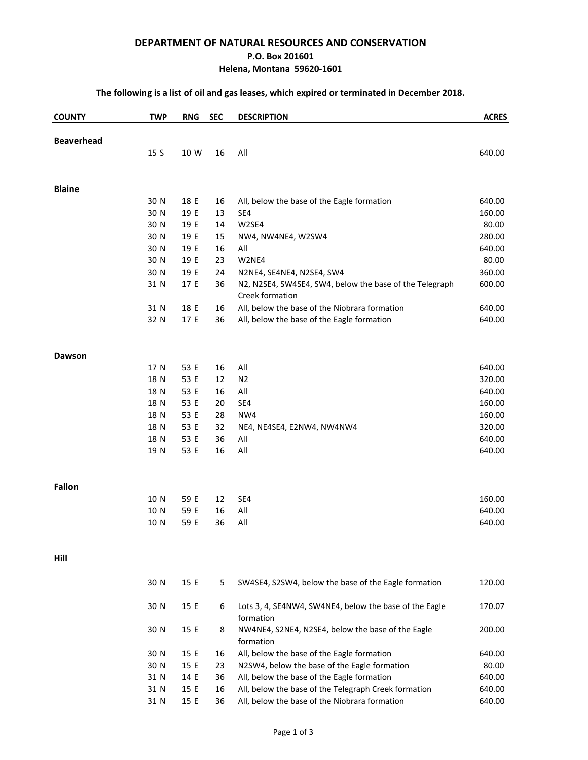**DEPARTMENT OF NATURAL RESOURCES AND CONSERVATION**
**P.O. Box 201601**
**Helena, Montana 59620-1601**

**The following is a list of oil and gas leases, which expired or terminated in December 2018.**

| COUNTY | TWP | RNG | SEC | DESCRIPTION | ACRES |
|---|---|---|---|---|---|
| **Beaverhead** | | | | | |
| | 15 S | 10 W | 16 | All | 640.00 |
| **Blaine** | | | | | |
| | 30 N | 18 E | 16 | All, below the base of the Eagle formation | 640.00 |
| | 30 N | 19 E | 13 | SE4 | 160.00 |
| | 30 N | 19 E | 14 | W2SE4 | 80.00 |
| | 30 N | 19 E | 15 | NW4, NW4NE4, W2SW4 | 280.00 |
| | 30 N | 19 E | 16 | All | 640.00 |
| | 30 N | 19 E | 23 | W2NE4 | 80.00 |
| | 30 N | 19 E | 24 | N2NE4, SE4NE4, N2SE4, SW4 | 360.00 |
| | 31 N | 17 E | 36 | N2, N2SE4, SW4SE4, SW4, below the base of the Telegraph Creek formation | 600.00 |
| | 31 N | 18 E | 16 | All, below the base of the Niobrara formation | 640.00 |
| | 32 N | 17 E | 36 | All, below the base of the Eagle formation | 640.00 |
| **Dawson** | | | | | |
| | 17 N | 53 E | 16 | All | 640.00 |
| | 18 N | 53 E | 12 | N2 | 320.00 |
| | 18 N | 53 E | 16 | All | 640.00 |
| | 18 N | 53 E | 20 | SE4 | 160.00 |
| | 18 N | 53 E | 28 | NW4 | 160.00 |
| | 18 N | 53 E | 32 | NE4, NE4SE4, E2NW4, NW4NW4 | 320.00 |
| | 18 N | 53 E | 36 | All | 640.00 |
| | 19 N | 53 E | 16 | All | 640.00 |
| **Fallon** | | | | | |
| | 10 N | 59 E | 12 | SE4 | 160.00 |
| | 10 N | 59 E | 16 | All | 640.00 |
| | 10 N | 59 E | 36 | All | 640.00 |
| **Hill** | | | | | |
| | 30 N | 15 E | 5 | SW4SE4, S2SW4, below the base of the Eagle formation | 120.00 |
| | 30 N | 15 E | 6 | Lots 3, 4, SE4NW4, SW4NE4, below the base of the Eagle formation | 170.07 |
| | 30 N | 15 E | 8 | NW4NE4, S2NE4, N2SE4, below the base of the Eagle formation | 200.00 |
| | 30 N | 15 E | 16 | All, below the base of the Eagle formation | 640.00 |
| | 30 N | 15 E | 23 | N2SW4, below the base of the Eagle formation | 80.00 |
| | 31 N | 14 E | 36 | All, below the base of the Eagle formation | 640.00 |
| | 31 N | 15 E | 16 | All, below the base of the Telegraph Creek formation | 640.00 |
| | 31 N | 15 E | 36 | All, below the base of the Niobrara formation | 640.00 |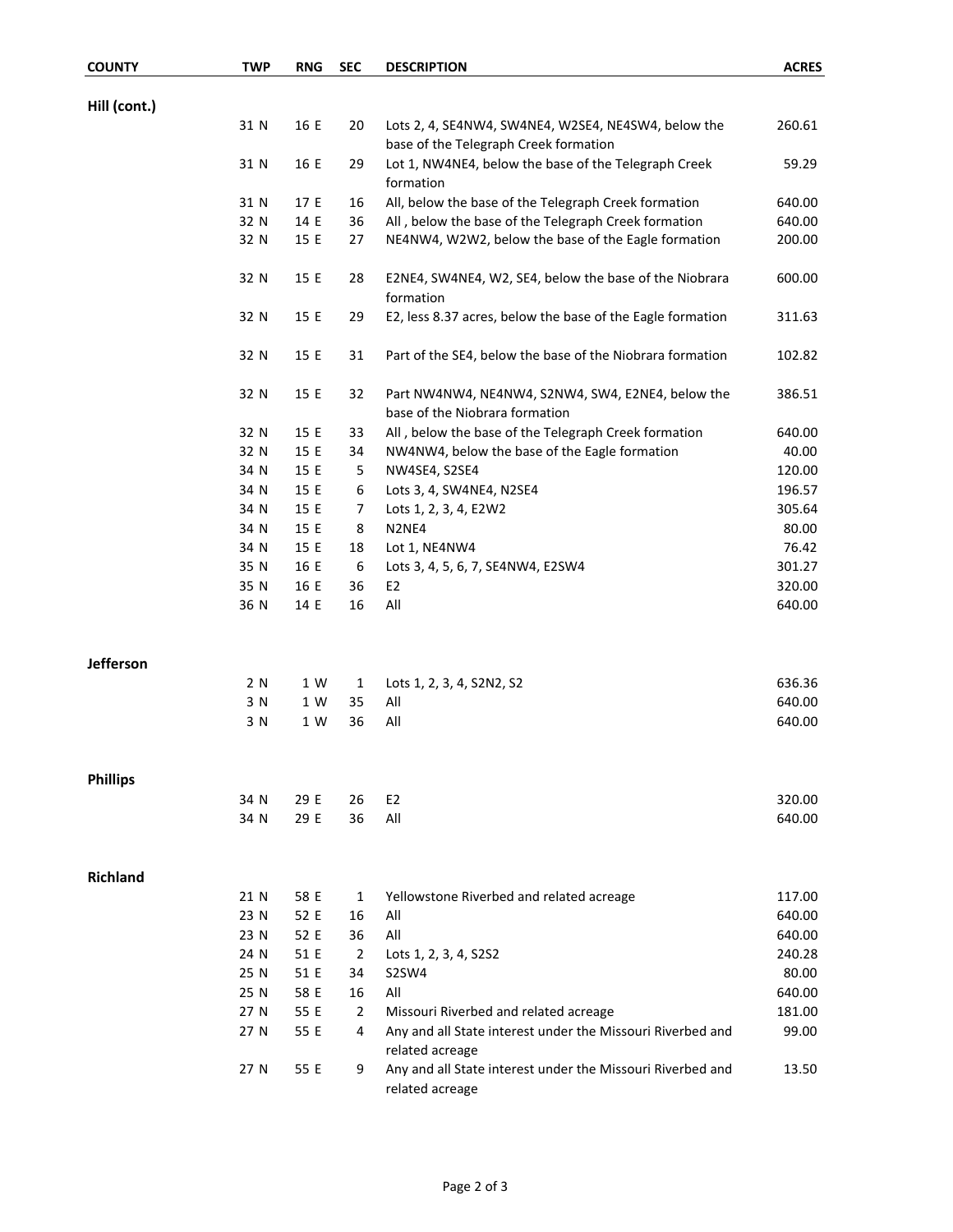| COUNTY | TWP | RNG | SEC | DESCRIPTION | ACRES |
|---|---|---|---|---|---|
| Hill (cont.) | | | | | |
| | 31 N | 16 E | 20 | Lots 2, 4, SE4NW4, SW4NE4, W2SE4, NE4SW4, below the base of the Telegraph Creek formation | 260.61 |
| | 31 N | 16 E | 29 | Lot 1, NW4NE4, below the base of the Telegraph Creek formation | 59.29 |
| | 31 N | 17 E | 16 | All, below the base of the Telegraph Creek formation | 640.00 |
| | 32 N | 14 E | 36 | All , below the base of the Telegraph Creek formation | 640.00 |
| | 32 N | 15 E | 27 | NE4NW4, W2W2, below the base of the Eagle formation | 200.00 |
| | 32 N | 15 E | 28 | E2NE4, SW4NE4, W2, SE4, below the base of the Niobrara formation | 600.00 |
| | 32 N | 15 E | 29 | E2, less 8.37 acres, below the base of the Eagle formation | 311.63 |
| | 32 N | 15 E | 31 | Part of the SE4, below the base of the Niobrara formation | 102.82 |
| | 32 N | 15 E | 32 | Part NW4NW4, NE4NW4, S2NW4, SW4, E2NE4, below the base of the Niobrara formation | 386.51 |
| | 32 N | 15 E | 33 | All , below the base of the Telegraph Creek formation | 640.00 |
| | 32 N | 15 E | 34 | NW4NW4, below the base of the Eagle formation | 40.00 |
| | 34 N | 15 E | 5 | NW4SE4, S2SE4 | 120.00 |
| | 34 N | 15 E | 6 | Lots 3, 4, SW4NE4, N2SE4 | 196.57 |
| | 34 N | 15 E | 7 | Lots 1, 2, 3, 4, E2W2 | 305.64 |
| | 34 N | 15 E | 8 | N2NE4 | 80.00 |
| | 34 N | 15 E | 18 | Lot 1, NE4NW4 | 76.42 |
| | 35 N | 16 E | 6 | Lots 3, 4, 5, 6, 7, SE4NW4, E2SW4 | 301.27 |
| | 35 N | 16 E | 36 | E2 | 320.00 |
| | 36 N | 14 E | 16 | All | 640.00 |
| Jefferson | | | | | |
| | 2 N | 1 W | 1 | Lots 1, 2, 3, 4, S2N2, S2 | 636.36 |
| | 3 N | 1 W | 35 | All | 640.00 |
| | 3 N | 1 W | 36 | All | 640.00 |
| Phillips | | | | | |
| | 34 N | 29 E | 26 | E2 | 320.00 |
| | 34 N | 29 E | 36 | All | 640.00 |
| Richland | | | | | |
| | 21 N | 58 E | 1 | Yellowstone Riverbed and related acreage | 117.00 |
| | 23 N | 52 E | 16 | All | 640.00 |
| | 23 N | 52 E | 36 | All | 640.00 |
| | 24 N | 51 E | 2 | Lots 1, 2, 3, 4, S2S2 | 240.28 |
| | 25 N | 51 E | 34 | S2SW4 | 80.00 |
| | 25 N | 58 E | 16 | All | 640.00 |
| | 27 N | 55 E | 2 | Missouri Riverbed and related acreage | 181.00 |
| | 27 N | 55 E | 4 | Any and all State interest under the Missouri Riverbed and related acreage | 99.00 |
| | 27 N | 55 E | 9 | Any and all State interest under the Missouri Riverbed and related acreage | 13.50 |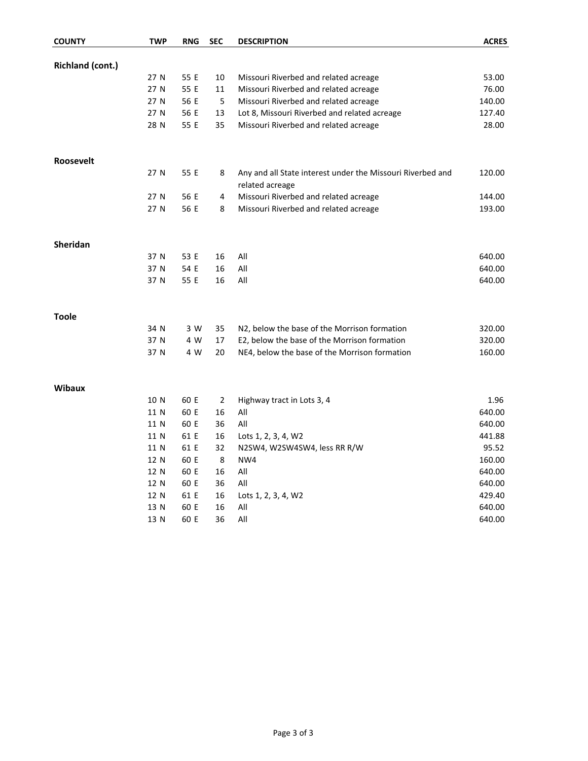| COUNTY | TWP | RNG | SEC | DESCRIPTION | ACRES |
|---|---|---|---|---|---|
| **Richland (cont.)** | | | | | |
| | 27 N | 55 E | 10 | Missouri Riverbed and related acreage | 53.00 |
| | 27 N | 55 E | 11 | Missouri Riverbed and related acreage | 76.00 |
| | 27 N | 56 E | 5 | Missouri Riverbed and related acreage | 140.00 |
| | 27 N | 56 E | 13 | Lot 8, Missouri Riverbed and related acreage | 127.40 |
| | 28 N | 55 E | 35 | Missouri Riverbed and related acreage | 28.00 |
| **Roosevelt** | | | | | |
| | 27 N | 55 E | 8 | Any and all State interest under the Missouri Riverbed and related acreage | 120.00 |
| | 27 N | 56 E | 4 | Missouri Riverbed and related acreage | 144.00 |
| | 27 N | 56 E | 8 | Missouri Riverbed and related acreage | 193.00 |
| **Sheridan** | | | | | |
| | 37 N | 53 E | 16 | All | 640.00 |
| | 37 N | 54 E | 16 | All | 640.00 |
| | 37 N | 55 E | 16 | All | 640.00 |
| **Toole** | | | | | |
| | 34 N | 3 W | 35 | N2, below the base of the Morrison formation | 320.00 |
| | 37 N | 4 W | 17 | E2, below the base of the Morrison formation | 320.00 |
| | 37 N | 4 W | 20 | NE4, below the base of the Morrison formation | 160.00 |
| **Wibaux** | | | | | |
| | 10 N | 60 E | 2 | Highway tract in Lots 3, 4 | 1.96 |
| | 11 N | 60 E | 16 | All | 640.00 |
| | 11 N | 60 E | 36 | All | 640.00 |
| | 11 N | 61 E | 16 | Lots 1, 2, 3, 4, W2 | 441.88 |
| | 11 N | 61 E | 32 | N2SW4, W2SW4SW4, less RR R/W | 95.52 |
| | 12 N | 60 E | 8 | NW4 | 160.00 |
| | 12 N | 60 E | 16 | All | 640.00 |
| | 12 N | 60 E | 36 | All | 640.00 |
| | 12 N | 61 E | 16 | Lots 1, 2, 3, 4, W2 | 429.40 |
| | 13 N | 60 E | 16 | All | 640.00 |
| | 13 N | 60 E | 36 | All | 640.00 |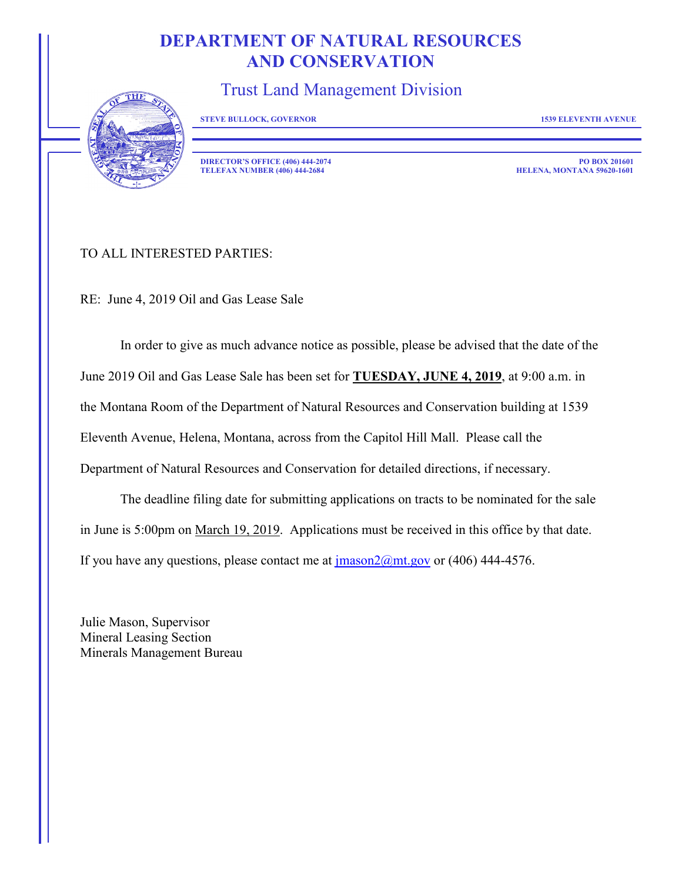# DEPARTMENT OF NATURAL RESOURCES AND CONSERVATION

## Trust Land Management Division

**STEVE BULLOCK, GOVERNOR** **1539 ELEVENTH AVENUE**

**DIRECTOR'S OFFICE (406) 444-2074**
**TELEFAX NUMBER (406) 444-2684**

**PO BOX 201601**
**HELENA, MONTANA 59620-1601**

TO ALL INTERESTED PARTIES:

RE: June 4, 2019 Oil and Gas Lease Sale

In order to give as much advance notice as possible, please be advised that the date of the June 2019 Oil and Gas Lease Sale has been set for **TUESDAY, JUNE 4, 2019**, at 9:00 a.m. in the Montana Room of the Department of Natural Resources and Conservation building at 1539 Eleventh Avenue, Helena, Montana, across from the Capitol Hill Mall. Please call the Department of Natural Resources and Conservation for detailed directions, if necessary.

The deadline filing date for submitting applications on tracts to be nominated for the sale in June is 5:00pm on March 19, 2019. Applications must be received in this office by that date. If you have any questions, please contact me at jmason2@mt.gov or (406) 444-4576.

Julie Mason, Supervisor
Mineral Leasing Section
Minerals Management Bureau